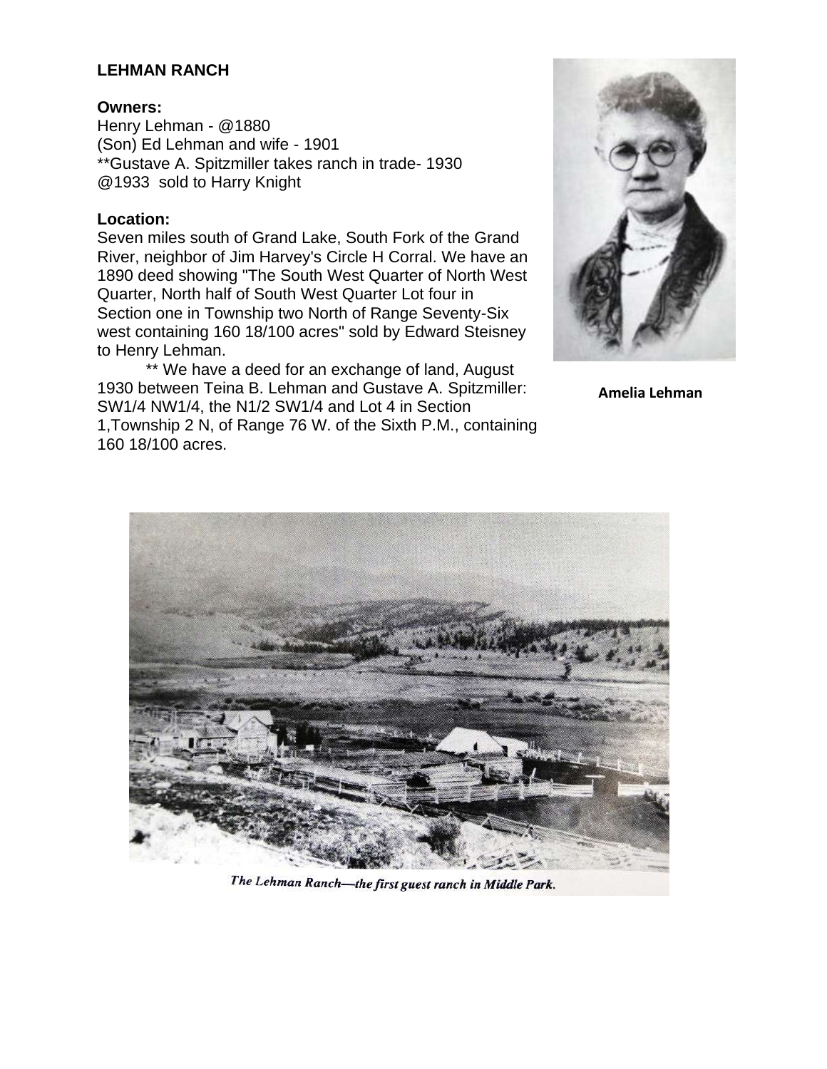# LEHMAN RANCH

**Owners:**
Henry Lehman - @1880
(Son) Ed Lehman and wife - 1901
**Gustave A. Spitzmiller takes ranch in trade- 1930
@1933 sold to Harry Knight

**Location:**
Seven miles south of Grand Lake, South Fork of the Grand River, neighbor of Jim Harvey's Circle H Corral. We have an 1890 deed showing "The South West Quarter of North West Quarter, North half of South West Quarter Lot four in Section one in Township two North of Range Seventy-Six west containing 160 18/100 acres" sold by Edward Steisney to Henry Lehman.

** We have a deed for an exchange of land, August 1930 between Teina B. Lehman and Gustave A. Spitzmiller: SW1/4 NW1/4, the N1/2 SW1/4 and Lot 4 in Section 1,Township 2 N, of Range 76 W. of the Sixth P.M., containing 160 18/100 acres.

**Amelia Lehman**

*The Lehman Ranch—the first guest ranch in Middle Park.*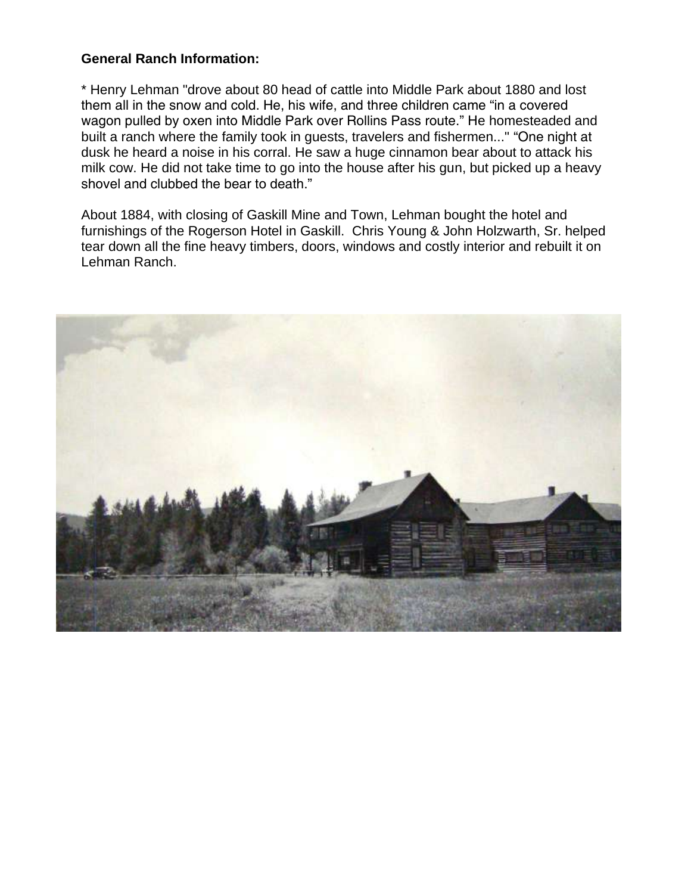**General Ranch Information:**

* Henry Lehman "drove about 80 head of cattle into Middle Park about 1880 and lost them all in the snow and cold. He, his wife, and three children came "in a covered wagon pulled by oxen into Middle Park over Rollins Pass route." He homesteaded and built a ranch where the family took in guests, travelers and fishermen..." "One night at dusk he heard a noise in his corral. He saw a huge cinnamon bear about to attack his milk cow. He did not take time to go into the house after his gun, but picked up a heavy shovel and clubbed the bear to death."

About 1884, with closing of Gaskill Mine and Town, Lehman bought the hotel and furnishings of the Rogerson Hotel in Gaskill. Chris Young & John Holzwarth, Sr. helped tear down all the fine heavy timbers, doors, windows and costly interior and rebuilt it on Lehman Ranch.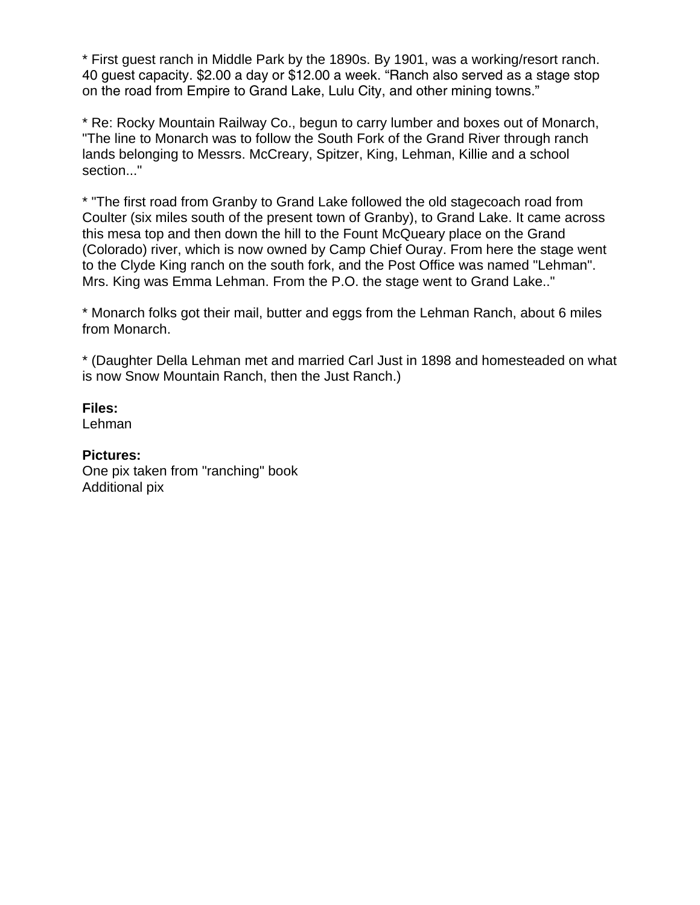* First guest ranch in Middle Park by the 1890s. By 1901, was a working/resort ranch. 40 guest capacity. $2.00 a day or $12.00 a week. “Ranch also served as a stage stop on the road from Empire to Grand Lake, Lulu City, and other mining towns.”

* Re: Rocky Mountain Railway Co., begun to carry lumber and boxes out of Monarch, "The line to Monarch was to follow the South Fork of the Grand River through ranch lands belonging to Messrs. McCreary, Spitzer, King, Lehman, Killie and a school section..."

* "The first road from Granby to Grand Lake followed the old stagecoach road from Coulter (six miles south of the present town of Granby), to Grand Lake. It came across this mesa top and then down the hill to the Fount McQueary place on the Grand (Colorado) river, which is now owned by Camp Chief Ouray. From here the stage went to the Clyde King ranch on the south fork, and the Post Office was named "Lehman". Mrs. King was Emma Lehman. From the P.O. the stage went to Grand Lake.."

* Monarch folks got their mail, butter and eggs from the Lehman Ranch, about 6 miles from Monarch.

* (Daughter Della Lehman met and married Carl Just in 1898 and homesteaded on what is now Snow Mountain Ranch, then the Just Ranch.)

**Files:**
Lehman

**Pictures:**
One pix taken from "ranching" book
Additional pix